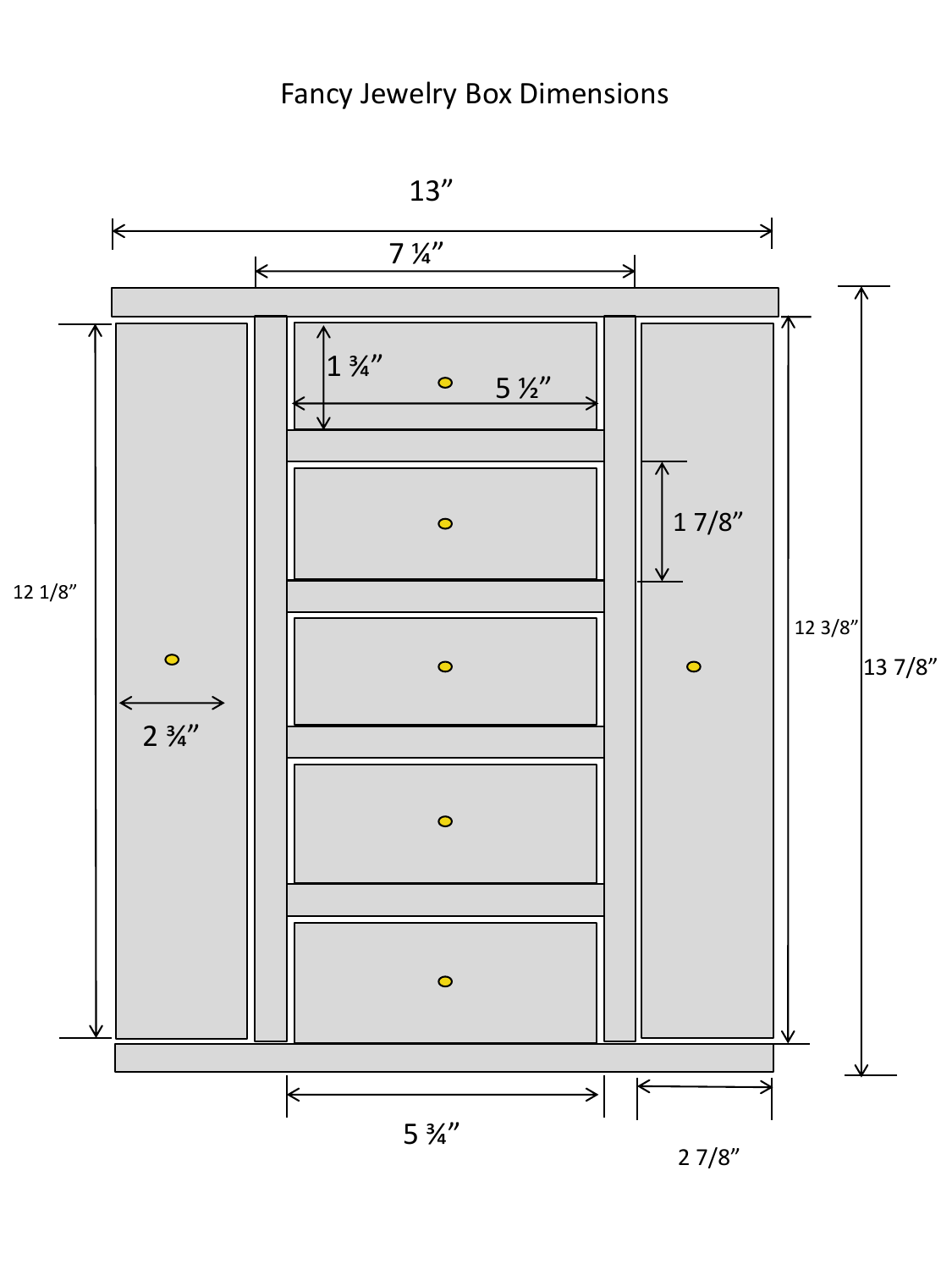# Fancy Jewelry Box Dimensions

13"

7 ¼"

1 ¾"

5 ½"

1 7/8"

12 1/8"

12 3/8"

13 7/8"

2 ¾"

5 ¾"

2 7/8"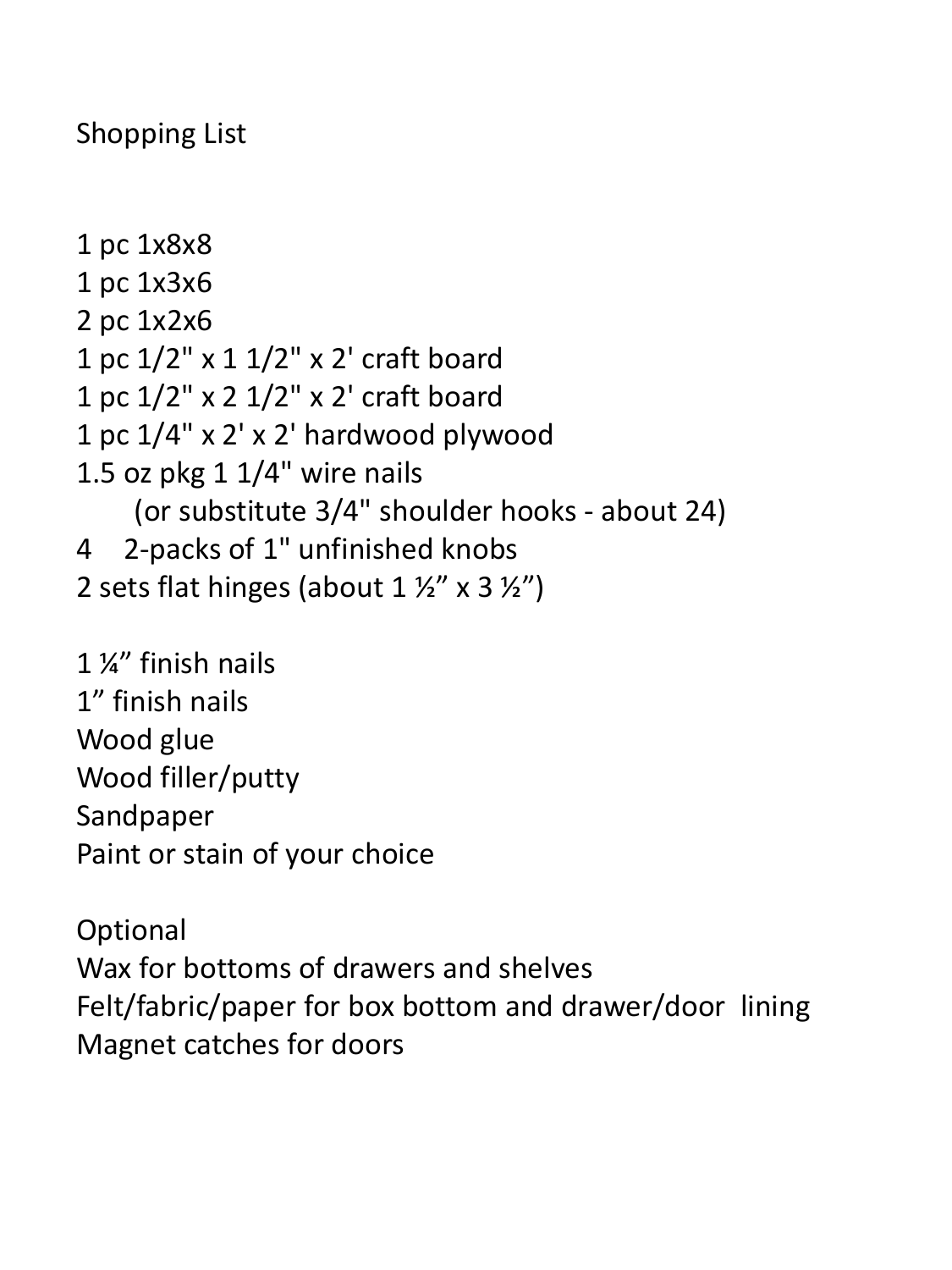# Shopping List

1 pc 1x8x8
1 pc 1x3x6
2 pc 1x2x6
1 pc 1/2" x 1 1/2" x 2' craft board
1 pc 1/2" x 2 1/2" x 2' craft board
1 pc 1/4" x 2' x 2' hardwood plywood
1.5 oz pkg 1 1/4" wire nails
    (or substitute 3/4" shoulder hooks - about 24)
4  2-packs of 1" unfinished knobs
2 sets flat hinges (about 1 ½” x 3 ½”)

1 ¼” finish nails
1” finish nails
Wood glue
Wood filler/putty
Sandpaper
Paint or stain of your choice

Optional
Wax for bottoms of drawers and shelves
Felt/fabric/paper for box bottom and drawer/door lining
Magnet catches for doors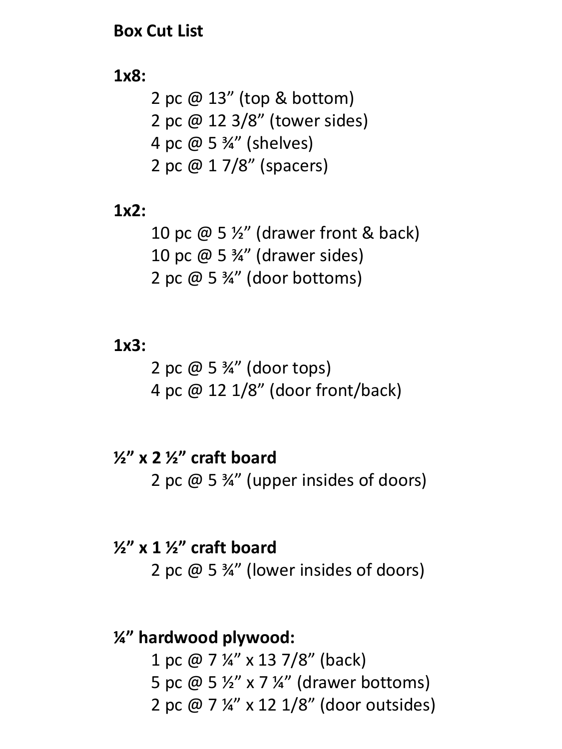**Box Cut List**

**1x8:**

- 2 pc @ 13” (top & bottom)
- 2 pc @ 12 3/8” (tower sides)
- 4 pc @ 5 ¾” (shelves)
- 2 pc @ 1 7/8” (spacers)

**1x2:**

- 10 pc @ 5 ½” (drawer front & back)
- 10 pc @ 5 ¾” (drawer sides)
- 2 pc @ 5 ¾” (door bottoms)

**1x3:**

- 2 pc @ 5 ¾” (door tops)
- 4 pc @ 12 1/8” (door front/back)

**½” x 2 ½” craft board**

- 2 pc @ 5 ¾” (upper insides of doors)

**½” x 1 ½” craft board**

- 2 pc @ 5 ¾” (lower insides of doors)

**¼” hardwood plywood:**

- 1 pc @ 7 ¼” x 13 7/8” (back)
- 5 pc @ 5 ½” x 7 ¼” (drawer bottoms)
- 2 pc @ 7 ¼” x 12 1/8” (door outsides)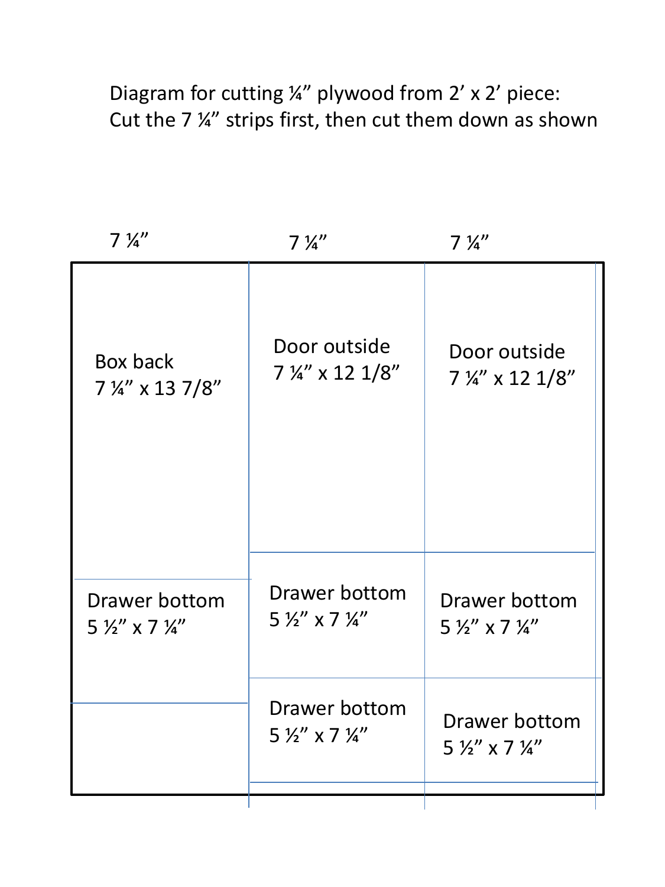Diagram for cutting ¼" plywood from 2' x 2' piece:
Cut the 7 ¼" strips first, then cut them down as shown

| 7 ¼" | 7 ¼" | 7 ¼" |
| --- | --- | --- |
| Box back 7 ¼" x 13 7/8" | Door outside 7 ¼" x 12 1/8" | Door outside 7 ¼" x 12 1/8" |
| Drawer bottom 5 ½" x 7 ¼" | Drawer bottom 5 ½" x 7 ¼" | Drawer bottom 5 ½" x 7 ¼" |
| | Drawer bottom 5 ½" x 7 ¼" | Drawer bottom 5 ½" x 7 ¼" |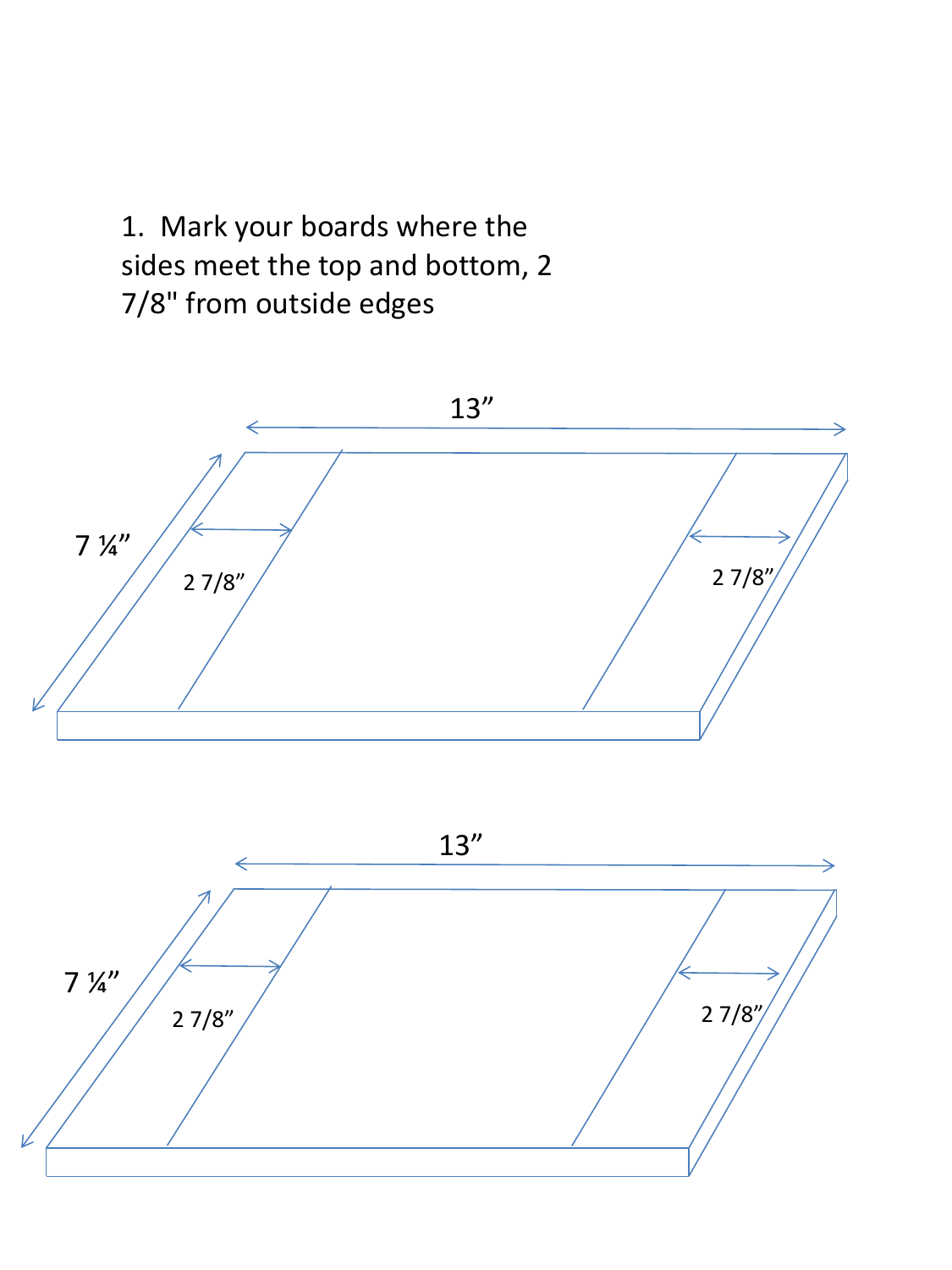1. Mark your boards where the sides meet the top and bottom, 2 7/8" from outside edges

13”

7 ¼”

2 7/8”

2 7/8”

13”

7 ¼”

2 7/8”

2 7/8”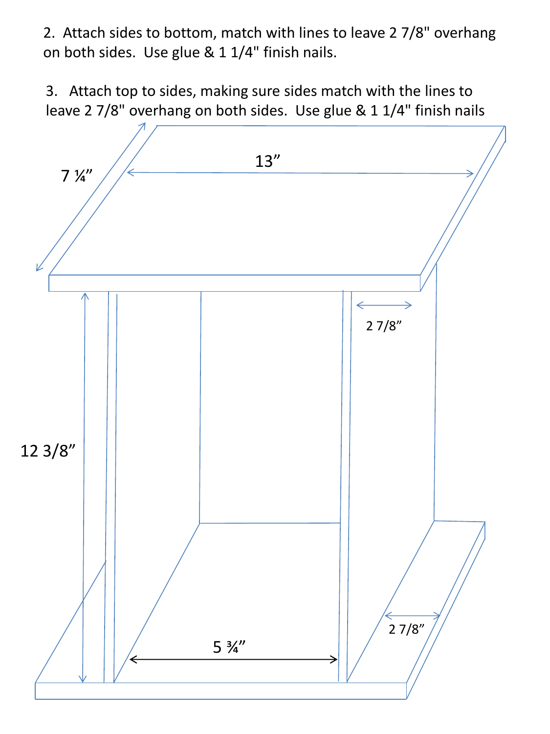2. Attach sides to bottom, match with lines to leave 2 7/8" overhang on both sides. Use glue & 1 1/4" finish nails.

3. Attach top to sides, making sure sides match with the lines to leave 2 7/8" overhang on both sides. Use glue & 1 1/4" finish nails

7 ¼”

13”

2 7/8”

12 3/8”

5 ¾”

2 7/8”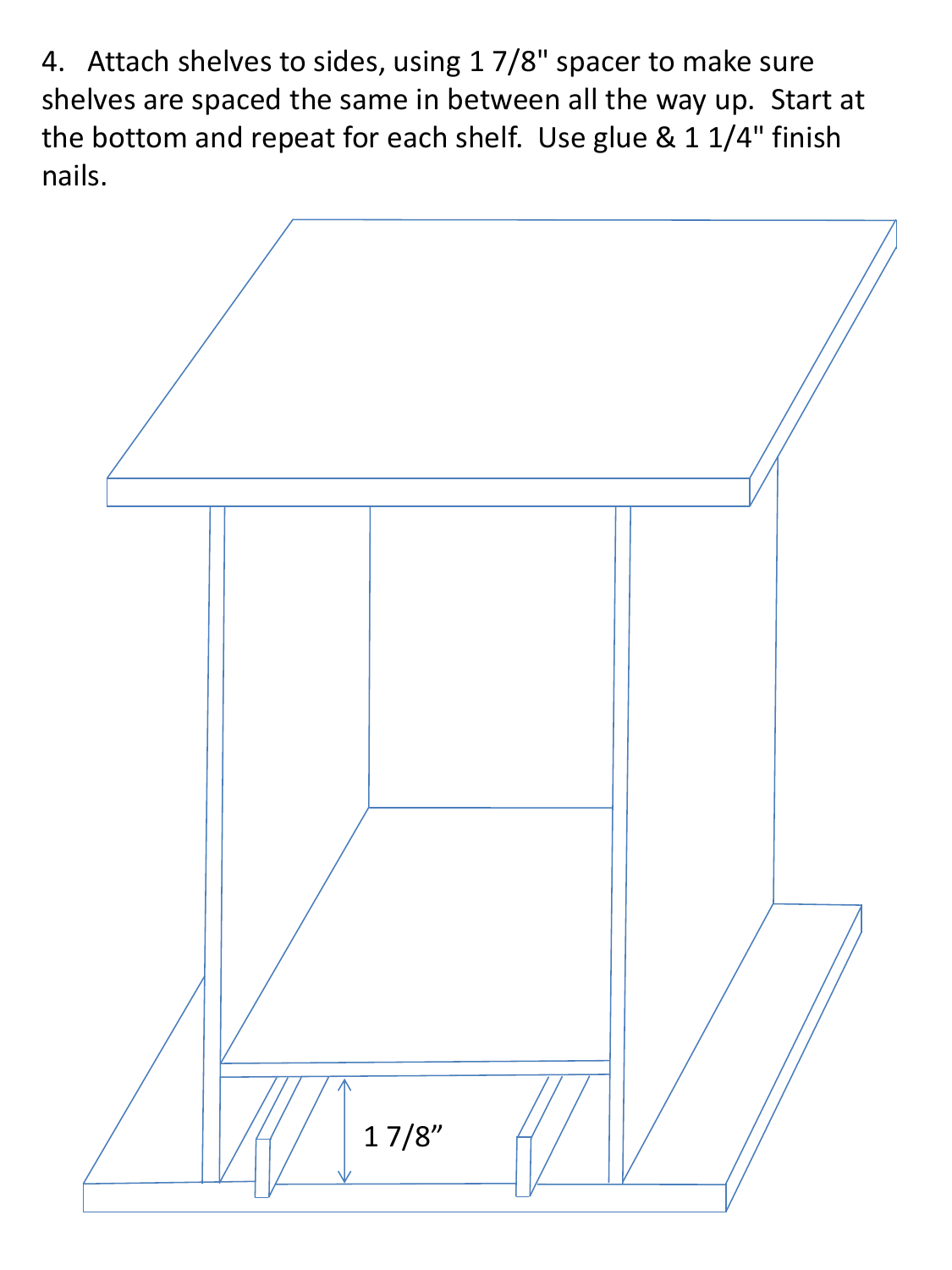4. Attach shelves to sides, using 1 7/8" spacer to make sure shelves are spaced the same in between all the way up. Start at the bottom and repeat for each shelf. Use glue & 1 1/4" finish nails.

1 7/8”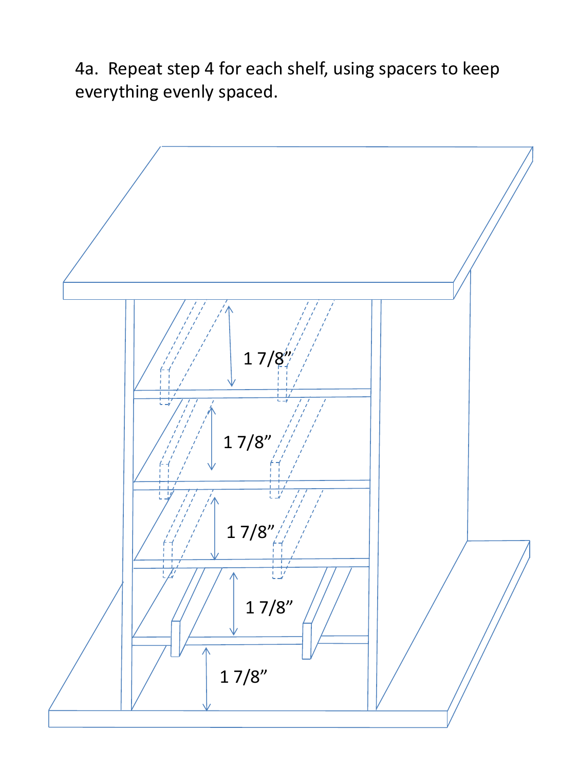4a. Repeat step 4 for each shelf, using spacers to keep everything evenly spaced.

1 7/8”

1 7/8”

1 7/8”

1 7/8”

1 7/8”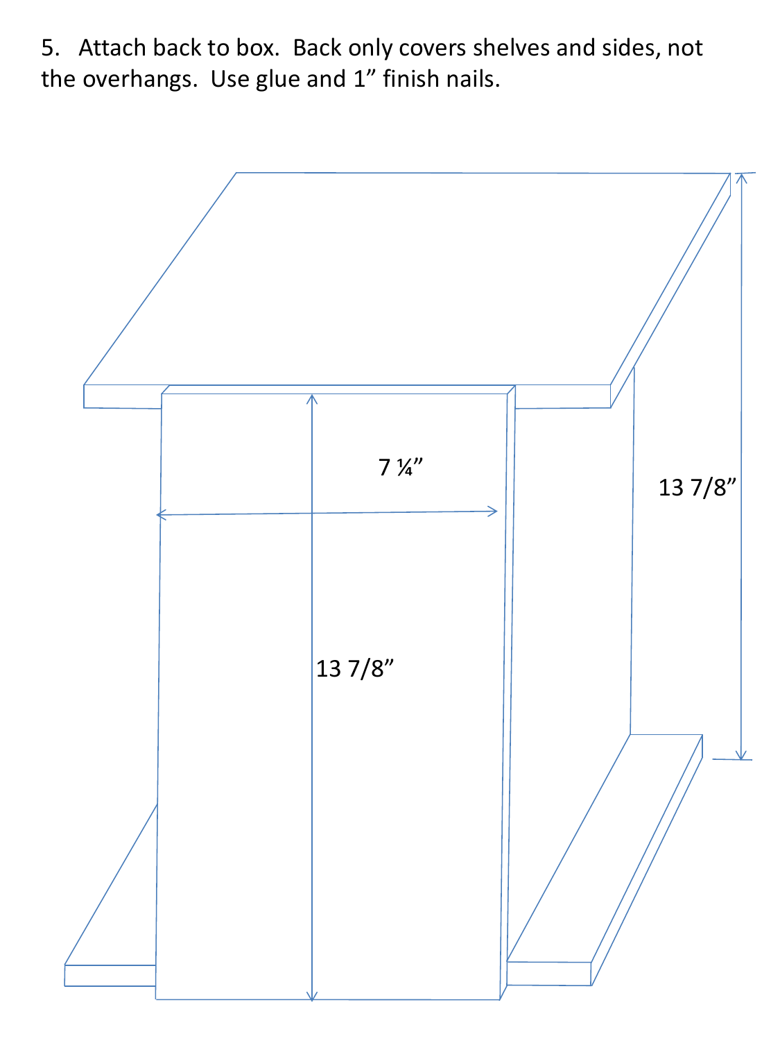5. Attach back to box. Back only covers shelves and sides, not the overhangs. Use glue and 1" finish nails.

7 ¼"

13 7/8"

13 7/8"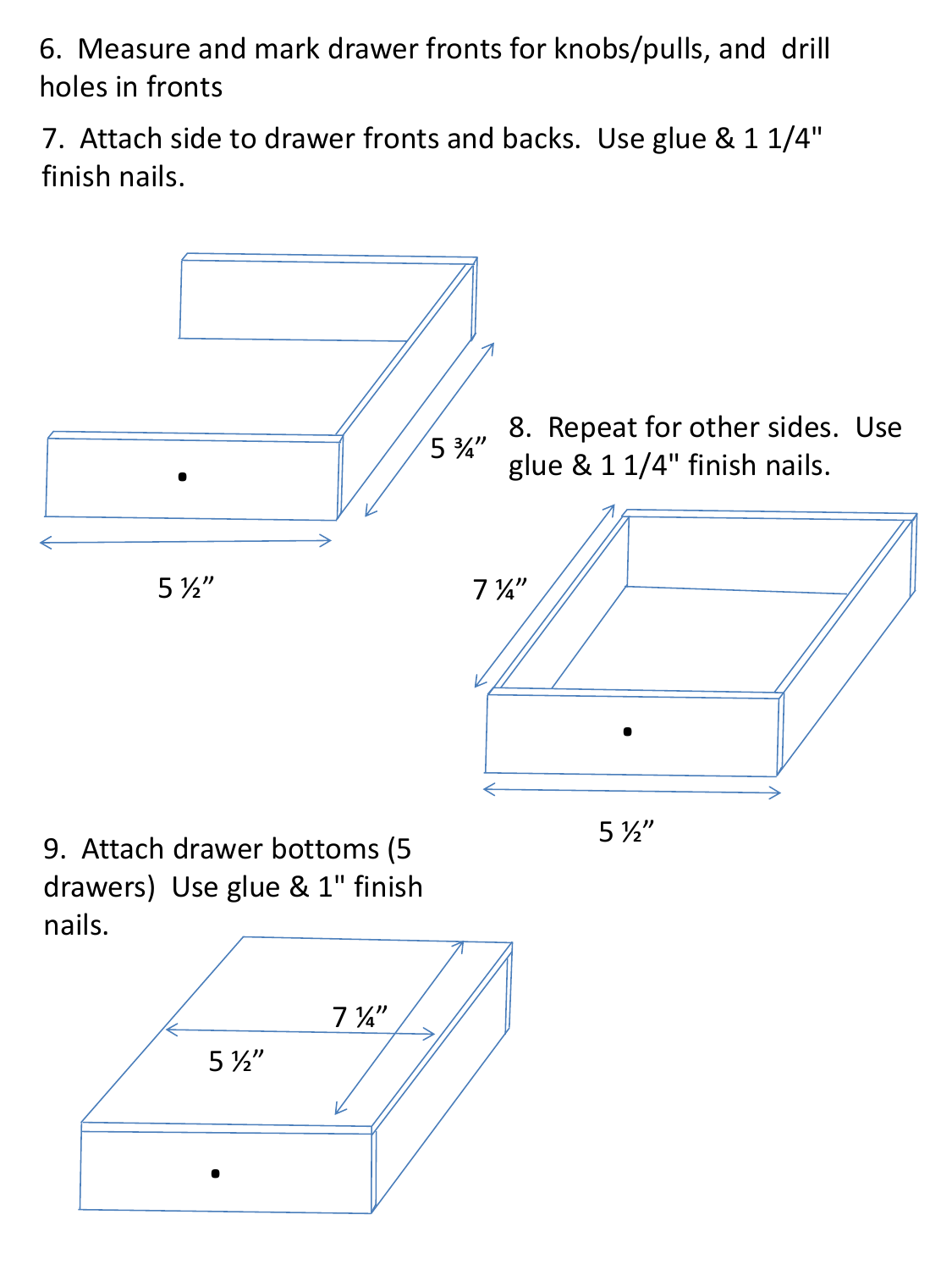6. Measure and mark drawer fronts for knobs/pulls, and drill holes in fronts

7. Attach side to drawer fronts and backs. Use glue & 1 1/4" finish nails.

5 ¾”

5 ½”

8. Repeat for other sides. Use glue & 1 1/4" finish nails.

7 ¼”

5 ½”

9. Attach drawer bottoms (5 drawers) Use glue & 1" finish nails.

7 ¼”

5 ½”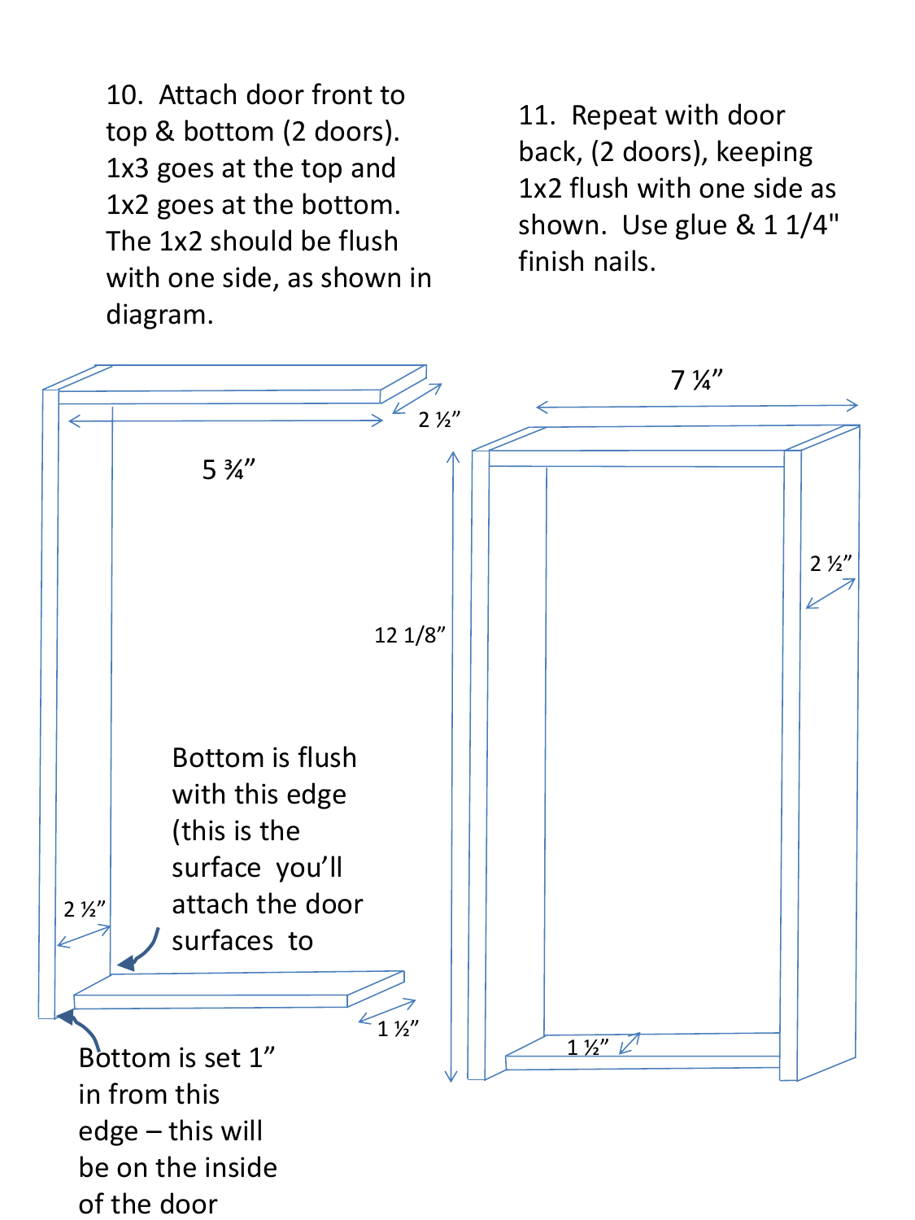10. Attach door front to top & bottom (2 doors). 1x3 goes at the top and 1x2 goes at the bottom. The 1x2 should be flush with one side, as shown in diagram.

11. Repeat with door back, (2 doors), keeping 1x2 flush with one side as shown. Use glue & 1 1/4" finish nails.

2 ½”

5 ¾”

Bottom is flush with this edge (this is the surface you’ll attach the door surfaces to

2 ½”

1 ½”

Bottom is set 1” in from this edge – this will be on the inside of the door

7 ¼”

12 1/8”

2 ½”

1 ½”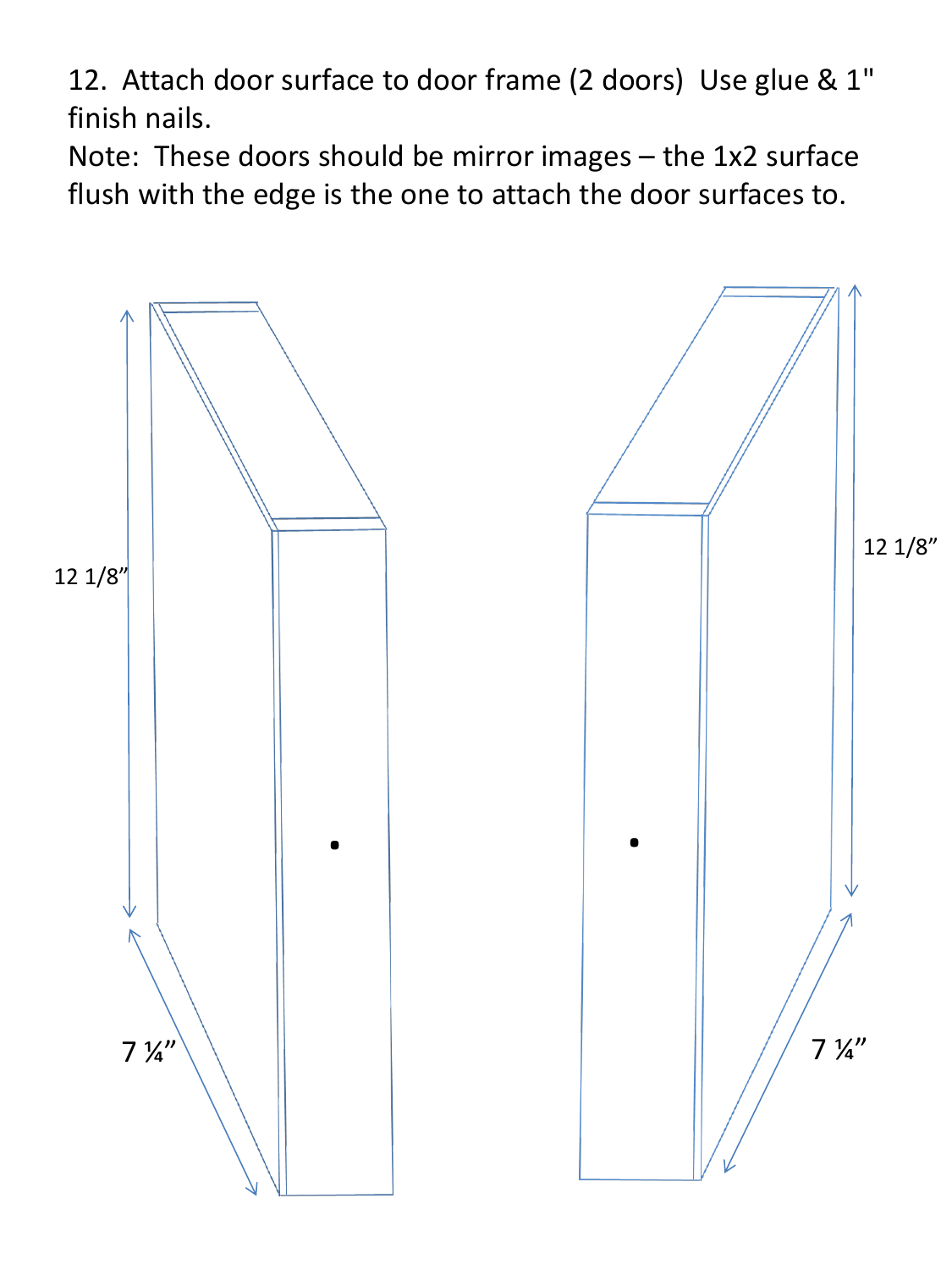12. Attach door surface to door frame (2 doors) Use glue & 1" finish nails.

Note: These doors should be mirror images – the 1x2 surface flush with the edge is the one to attach the door surfaces to.

12 1/8"

7 ¼"

12 1/8"

7 ¼"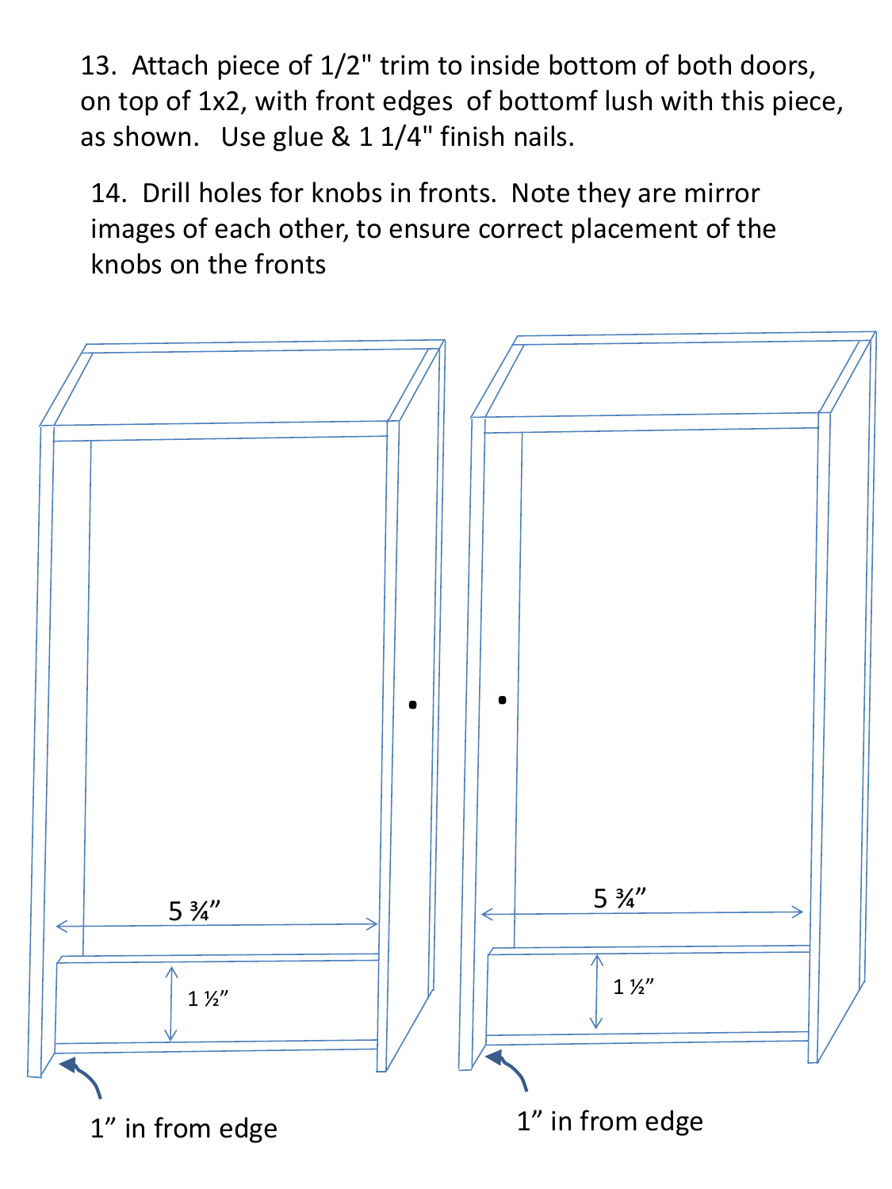13. Attach piece of 1/2" trim to inside bottom of both doors, on top of 1x2, with front edges of bottomf lush with this piece, as shown. Use glue & 1 1/4" finish nails.

14. Drill holes for knobs in fronts. Note they are mirror images of each other, to ensure correct placement of the knobs on the fronts

5 ¾”

1 ½”

1” in from edge

5 ¾”

1 ½”

1” in from edge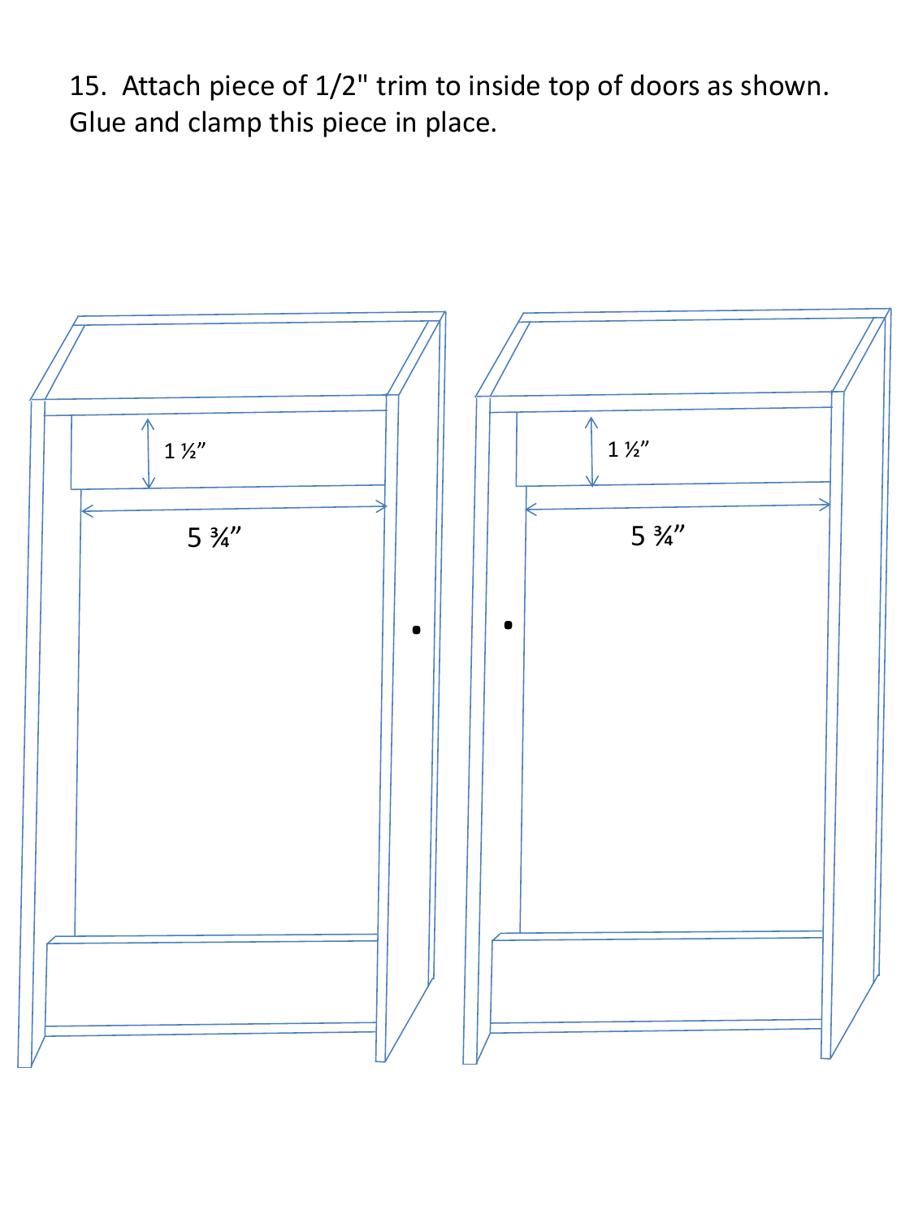15. Attach piece of 1/2" trim to inside top of doors as shown. Glue and clamp this piece in place.

1 ½”

5 ¾”

1 ½”

5 ¾”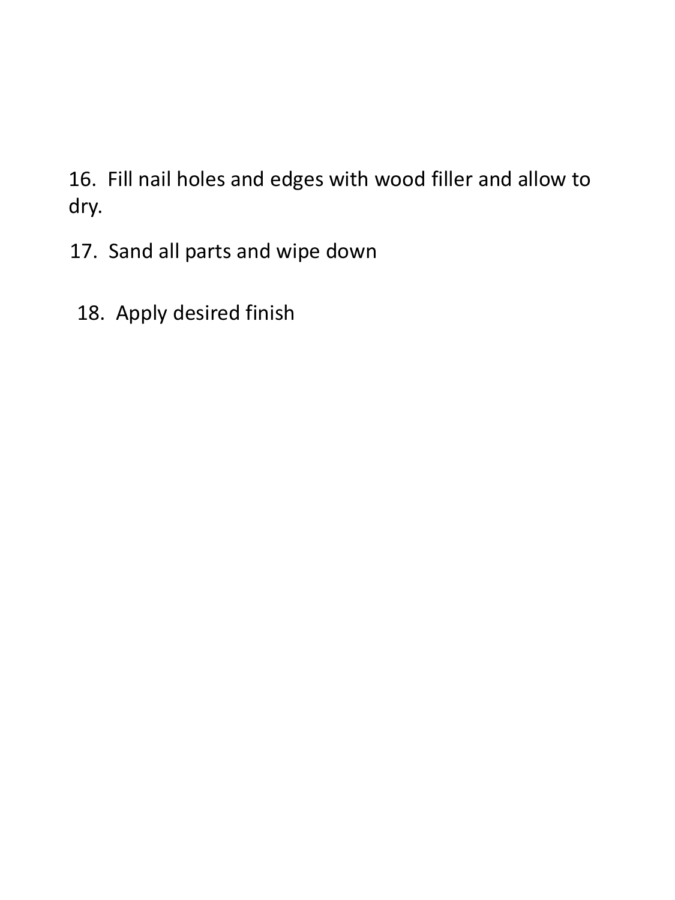16. Fill nail holes and edges with wood filler and allow to dry.

17. Sand all parts and wipe down

18. Apply desired finish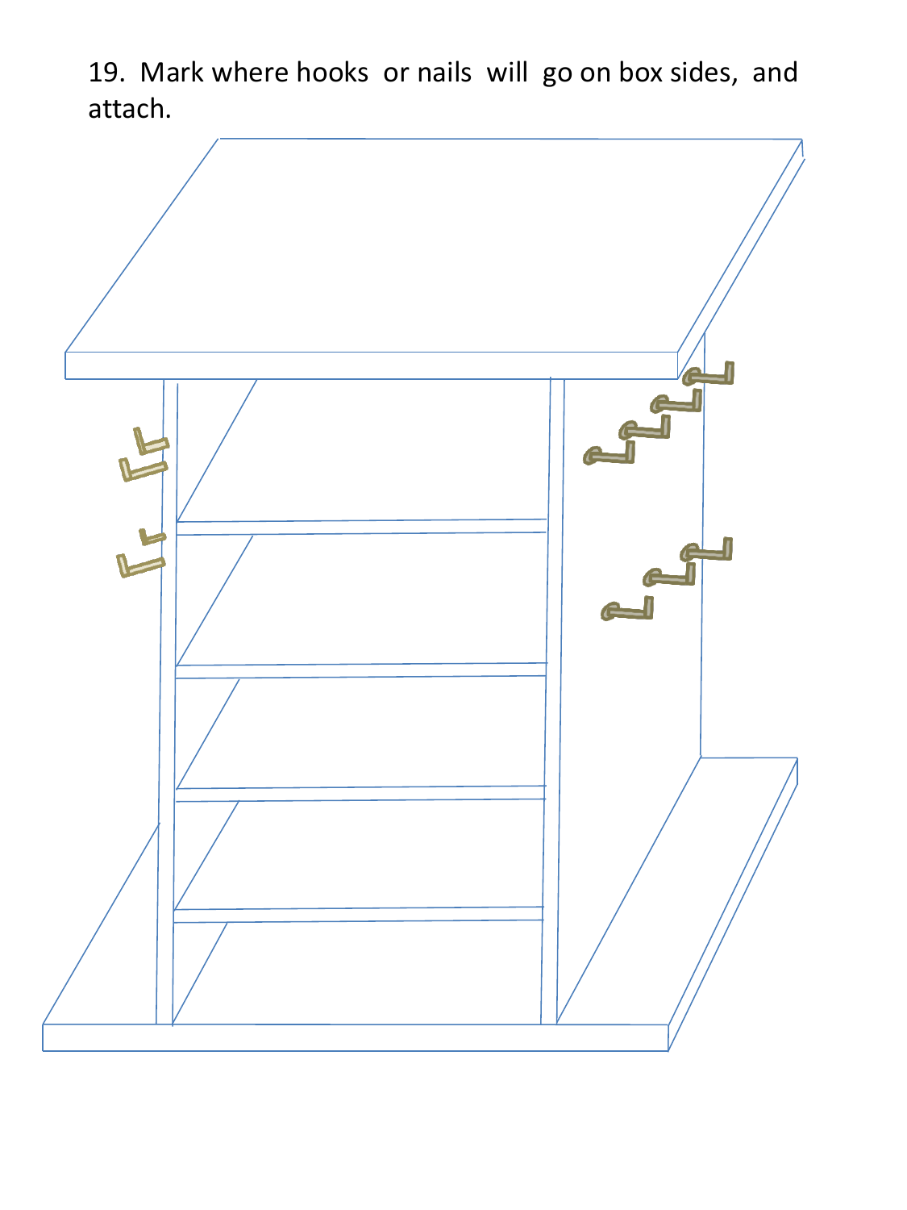19. Mark where hooks or nails will go on box sides, and attach.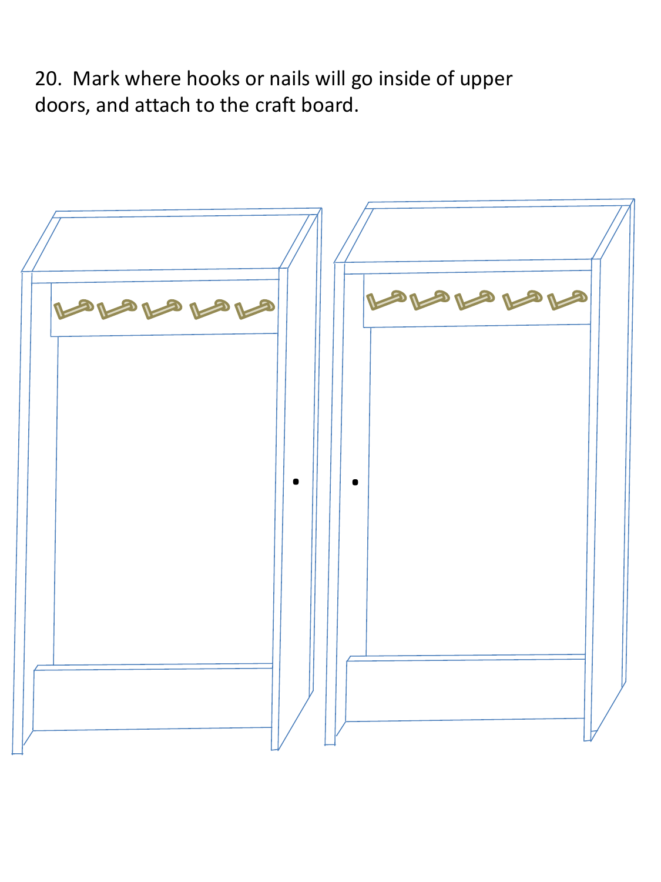20. Mark where hooks or nails will go inside of upper doors, and attach to the craft board.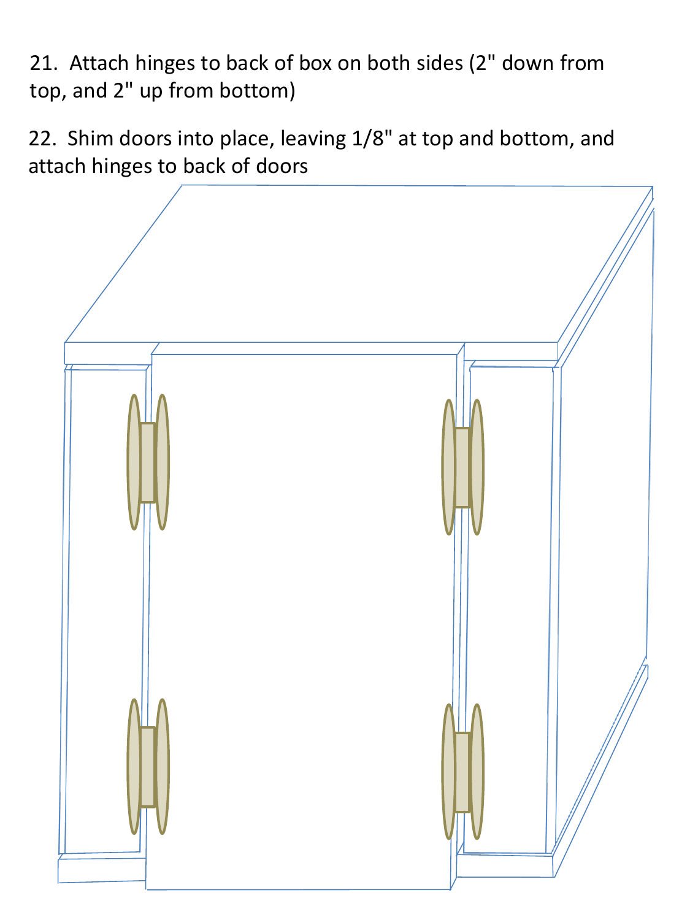21. Attach hinges to back of box on both sides (2" down from top, and 2" up from bottom)

22. Shim doors into place, leaving 1/8" at top and bottom, and attach hinges to back of doors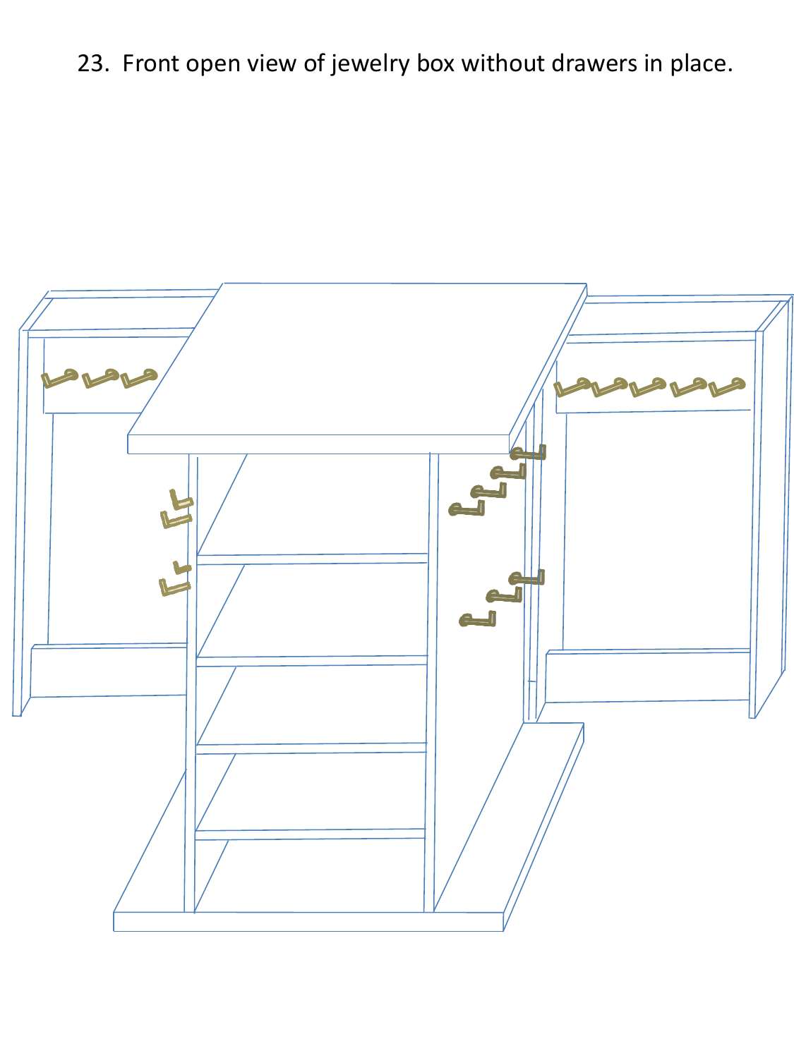23. Front open view of jewelry box without drawers in place.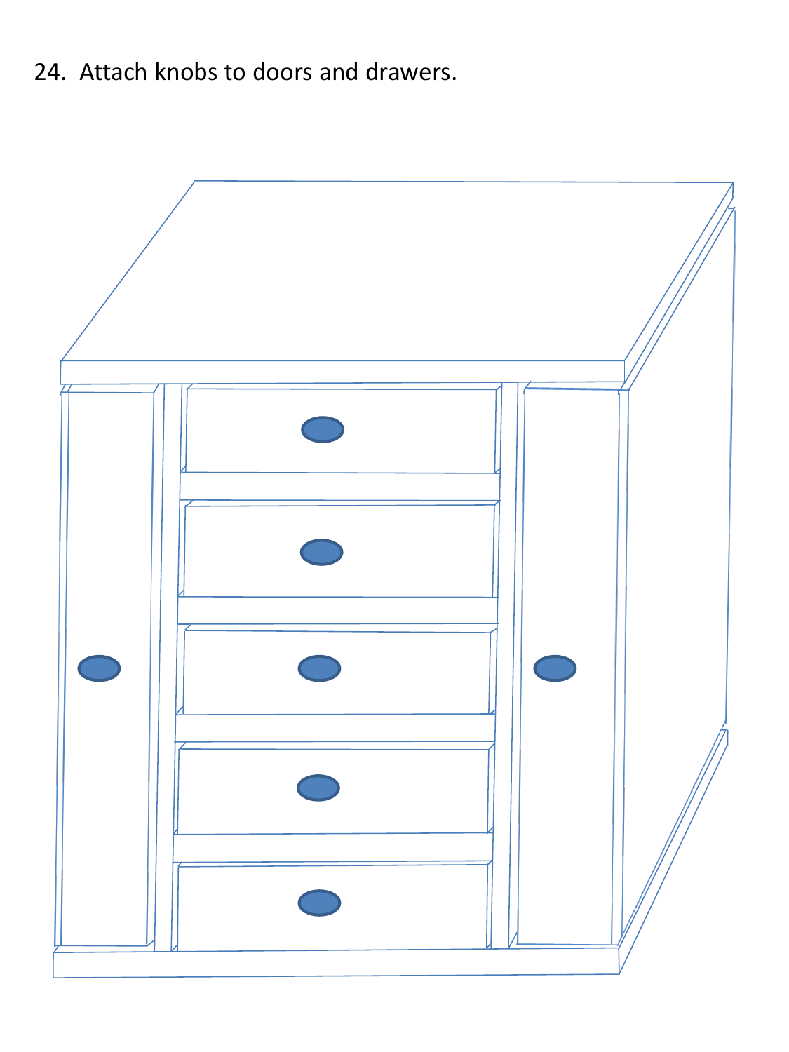24. Attach knobs to doors and drawers.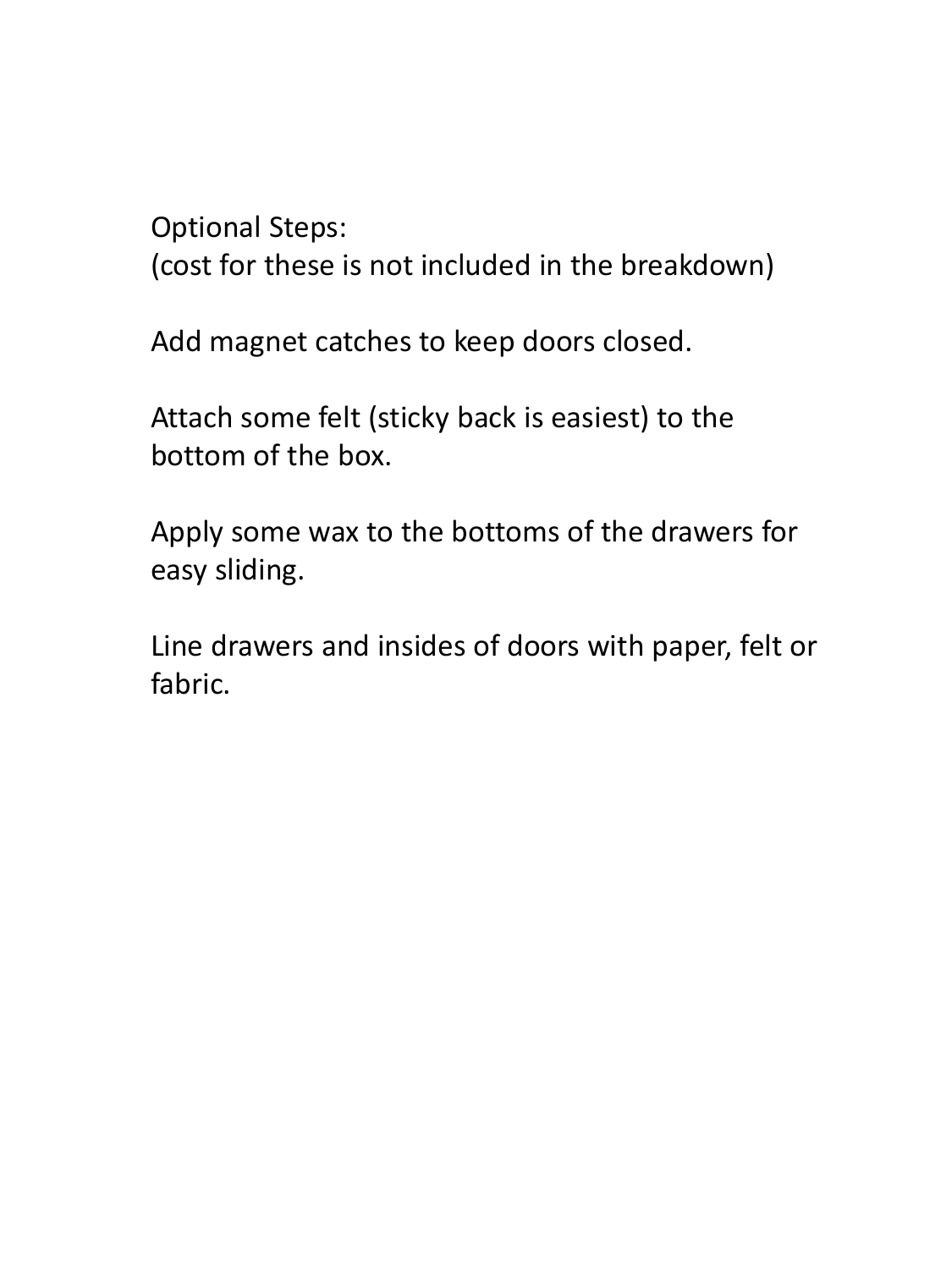Optional Steps:
(cost for these is not included in the breakdown)

Add magnet catches to keep doors closed.

Attach some felt (sticky back is easiest) to the bottom of the box.

Apply some wax to the bottoms of the drawers for easy sliding.

Line drawers and insides of doors with paper, felt or fabric.